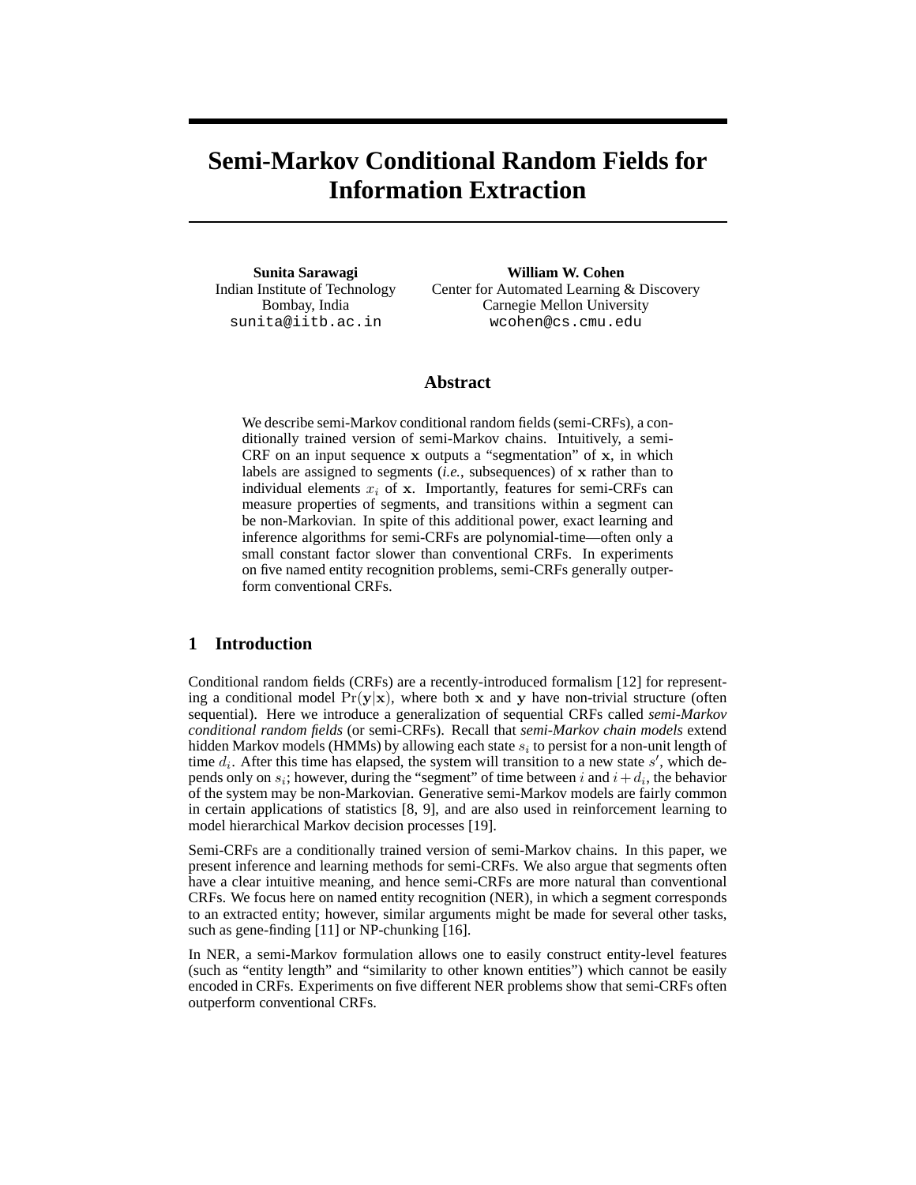# Semi-Markov Conditional Random Fields for Information Extraction

**Sunita Sarawagi**
Indian Institute of Technology
Bombay, India
sunita@iitb.ac.in

**William W. Cohen**
Center for Automated Learning & Discovery
Carnegie Mellon University
wcohen@cs.cmu.edu

## Abstract

We describe semi-Markov conditional random fields (semi-CRFs), a conditionally trained version of semi-Markov chains. Intuitively, a semi-CRF on an input sequence $\mathbf{x}$ outputs a "segmentation" of $\mathbf{x}$, in which labels are assigned to segments (*i.e.*, subsequences) of $\mathbf{x}$ rather than to individual elements $x_i$ of $\mathbf{x}$. Importantly, features for semi-CRFs can measure properties of segments, and transitions within a segment can be non-Markovian. In spite of this additional power, exact learning and inference algorithms for semi-CRFs are polynomial-time—often only a small constant factor slower than conventional CRFs. In experiments on five named entity recognition problems, semi-CRFs generally outperform conventional CRFs.

## 1 Introduction

Conditional random fields (CRFs) are a recently-introduced formalism [12] for representing a conditional model $\Pr(\mathbf{y}|\mathbf{x})$, where both $\mathbf{x}$ and $\mathbf{y}$ have non-trivial structure (often sequential). Here we introduce a generalization of sequential CRFs called *semi-Markov conditional random fields* (or semi-CRFs). Recall that *semi-Markov chain models* extend hidden Markov models (HMMs) by allowing each state $s_i$ to persist for a non-unit length of time $d_i$. After this time has elapsed, the system will transition to a new state $s'$, which depends only on $s_i$; however, during the "segment" of time between $i$ and $i + d_i$, the behavior of the system may be non-Markovian. Generative semi-Markov models are fairly common in certain applications of statistics [8, 9], and are also used in reinforcement learning to model hierarchical Markov decision processes [19].

Semi-CRFs are a conditionally trained version of semi-Markov chains. In this paper, we present inference and learning methods for semi-CRFs. We also argue that segments often have a clear intuitive meaning, and hence semi-CRFs are more natural than conventional CRFs. We focus here on named entity recognition (NER), in which a segment corresponds to an extracted entity; however, similar arguments might be made for several other tasks, such as gene-finding [11] or NP-chunking [16].

In NER, a semi-Markov formulation allows one to easily construct entity-level features (such as "entity length" and "similarity to other known entities") which cannot be easily encoded in CRFs. Experiments on five different NER problems show that semi-CRFs often outperform conventional CRFs.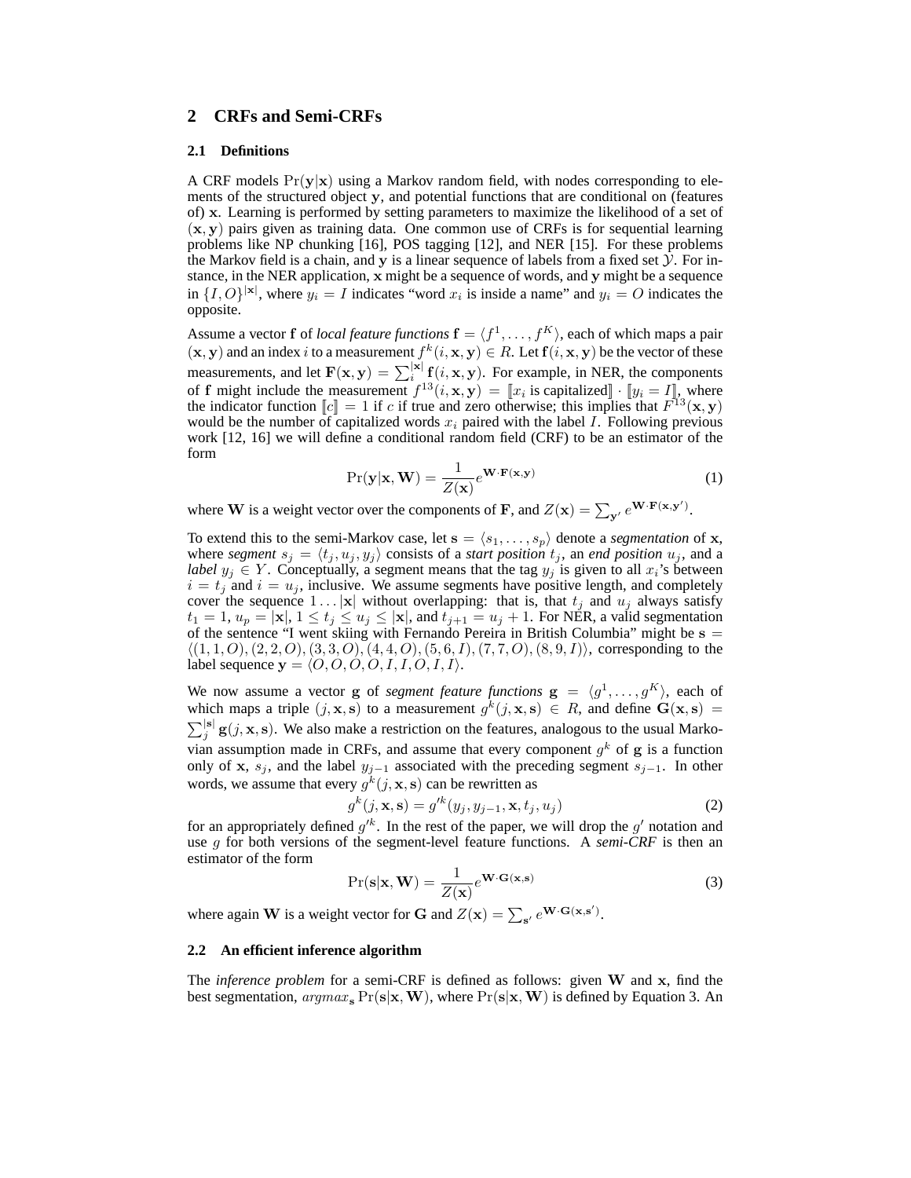## 2 CRFs and Semi-CRFs

### 2.1 Definitions

A CRF models $\Pr(\mathbf{y}|\mathbf{x})$ using a Markov random field, with nodes corresponding to elements of the structured object $\mathbf{y}$, and potential functions that are conditional on (features of) $\mathbf{x}$. Learning is performed by setting parameters to maximize the likelihood of a set of $(\mathbf{x}, \mathbf{y})$ pairs given as training data. One common use of CRFs is for sequential learning problems like NP chunking [16], POS tagging [12], and NER [15]. For these problems the Markov field is a chain, and $\mathbf{y}$ is a linear sequence of labels from a fixed set $\mathcal{Y}$. For instance, in the NER application, $\mathbf{x}$ might be a sequence of words, and $\mathbf{y}$ might be a sequence in $\{I, O\}^{|\mathbf{x}|}$, where $y_i = I$ indicates "word $x_i$ is inside a name" and $y_i = O$ indicates the opposite.

Assume a vector $\mathbf{f}$ of *local feature functions* $\mathbf{f} = \langle f^1, \ldots, f^K \rangle$, each of which maps a pair $(\mathbf{x}, \mathbf{y})$ and an index $i$ to a measurement $f^k(i, \mathbf{x}, \mathbf{y}) \in R$. Let $\mathbf{f}(i, \mathbf{x}, \mathbf{y})$ be the vector of these measurements, and let $\mathbf{F}(\mathbf{x}, \mathbf{y}) = \sum_i^{|\mathbf{x}|} \mathbf{f}(i, \mathbf{x}, \mathbf{y})$. For example, in NER, the components of $\mathbf{f}$ might include the measurement $f^{13}(i, \mathbf{x}, \mathbf{y}) = [\![x_i \text{ is capitalized}]\!] \cdot [\![y_i = I]\!]$, where the indicator function $[\![c]\!] = 1$ if $c$ if true and zero otherwise; this implies that $F^{13}(\mathbf{x}, \mathbf{y})$ would be the number of capitalized words $x_i$ paired with the label $I$. Following previous work [12, 16] we will define a conditional random field (CRF) to be an estimator of the form

$$\Pr(\mathbf{y}|\mathbf{x}, \mathbf{W}) = \frac{1}{Z(\mathbf{x})} e^{\mathbf{W} \cdot \mathbf{F}(\mathbf{x}, \mathbf{y})} \tag{1}$$

where $\mathbf{W}$ is a weight vector over the components of $\mathbf{F}$, and $Z(\mathbf{x}) = \sum_{\mathbf{y}'} e^{\mathbf{W} \cdot \mathbf{F}(\mathbf{x}, \mathbf{y}')}$.

To extend this to the semi-Markov case, let $\mathbf{s} = \langle s_1, \ldots, s_p \rangle$ denote a *segmentation* of $\mathbf{x}$, where *segment* $s_j = \langle t_j, u_j, y_j \rangle$ consists of a *start position* $t_j$, an *end position* $u_j$, and a *label* $y_j \in Y$. Conceptually, a segment means that the tag $y_j$ is given to all $x_i$'s between $i = t_j$ and $i = u_j$, inclusive. We assume segments have positive length, and completely cover the sequence $1 \ldots |\mathbf{x}|$ without overlapping: that is, that $t_j$ and $u_j$ always satisfy $t_1 = 1$, $u_p = |\mathbf{x}|$, $1 \le t_j \le u_j \le |\mathbf{x}|$, and $t_{j+1} = u_j + 1$. For NER, a valid segmentation of the sentence "I went skiing with Fernando Pereira in British Columbia" might be $\mathbf{s} = \langle (1,1,O), (2,2,O), (3,3,O), (4,4,O), (5,6,I), (7,7,O), (8,9,I) \rangle$, corresponding to the label sequence $\mathbf{y} = \langle O, O, O, O, I, I, O, I, I \rangle$.

We now assume a vector $\mathbf{g}$ of *segment feature functions* $\mathbf{g} = \langle g^1, \ldots, g^K \rangle$, each of which maps a triple $(j, \mathbf{x}, \mathbf{s})$ to a measurement $g^k(j, \mathbf{x}, \mathbf{s}) \in R$, and define $\mathbf{G}(\mathbf{x}, \mathbf{s}) = \sum_j^{|\mathbf{s}|} \mathbf{g}(j, \mathbf{x}, \mathbf{s})$. We also make a restriction on the features, analogous to the usual Markovian assumption made in CRFs, and assume that every component $g^k$ of $\mathbf{g}$ is a function only of $\mathbf{x}$, $s_j$, and the label $y_{j-1}$ associated with the preceding segment $s_{j-1}$. In other words, we assume that every $g^k(j, \mathbf{x}, \mathbf{s})$ can be rewritten as

$$g^k(j, \mathbf{x}, \mathbf{s}) = g'^k(y_j, y_{j-1}, \mathbf{x}, t_j, u_j) \tag{2}$$

for an appropriately defined $g'^k$. In the rest of the paper, we will drop the $g'$ notation and use $g$ for both versions of the segment-level feature functions. A *semi-CRF* is then an estimator of the form

$$\Pr(\mathbf{s}|\mathbf{x}, \mathbf{W}) = \frac{1}{Z(\mathbf{x})} e^{\mathbf{W} \cdot \mathbf{G}(\mathbf{x}, \mathbf{s})} \tag{3}$$

where again $\mathbf{W}$ is a weight vector for $\mathbf{G}$ and $Z(\mathbf{x}) = \sum_{\mathbf{s}'} e^{\mathbf{W} \cdot \mathbf{G}(\mathbf{x}, \mathbf{s}')}$.

### 2.2 An efficient inference algorithm

The *inference problem* for a semi-CRF is defined as follows: given $\mathbf{W}$ and $\mathbf{x}$, find the best segmentation, $argmax_{\mathbf{s}} \Pr(\mathbf{s}|\mathbf{x}, \mathbf{W})$, where $\Pr(\mathbf{s}|\mathbf{x}, \mathbf{W})$ is defined by Equation 3. An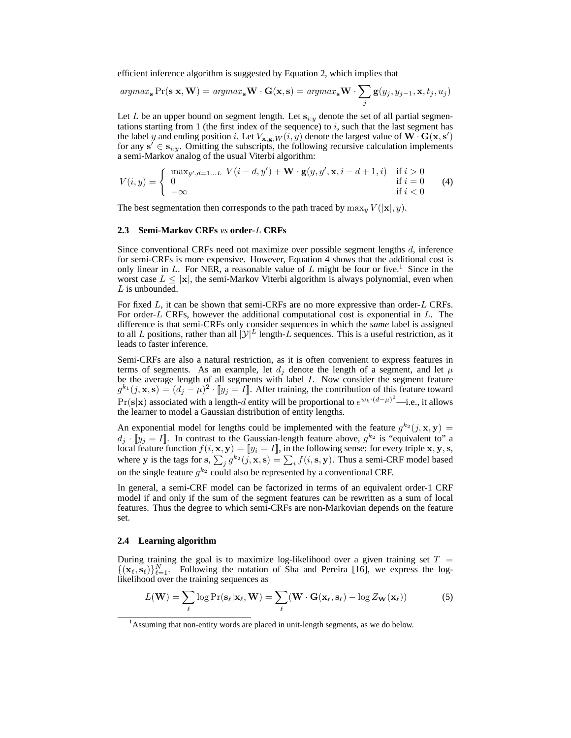efficient inference algorithm is suggested by Equation 2, which implies that

$$argmax_{\mathbf{s}} \Pr(\mathbf{s}|\mathbf{x}, \mathbf{W}) = argmax_{\mathbf{s}} \mathbf{W} \cdot \mathbf{G}(\mathbf{x}, \mathbf{s}) = argmax_{\mathbf{s}} \mathbf{W} \cdot \sum_j \mathbf{g}(y_j, y_{j-1}, \mathbf{x}, t_j, u_j)$$

Let $L$ be an upper bound on segment length. Let $\mathbf{s}_{i:y}$ denote the set of all partial segmentations starting from 1 (the first index of the sequence) to $i$, such that the last segment has the label $y$ and ending position $i$. Let $V_{\mathbf{x},\mathbf{g},W}(i, y)$ denote the largest value of $\mathbf{W} \cdot \mathbf{G}(\mathbf{x}, \mathbf{s}')$ for any $\mathbf{s}' \in \mathbf{s}_{i:y}$. Omitting the subscripts, the following recursive calculation implements a semi-Markov analog of the usual Viterbi algorithm:

$$V(i, y) = \begin{cases} \max_{y', d=1...L} \; V(i-d, y') + \mathbf{W} \cdot \mathbf{g}(y, y', \mathbf{x}, i-d+1, i) & \text{if } i > 0 \\ 0 & \text{if } i = 0 \\ -\infty & \text{if } i < 0 \end{cases} \tag{4}$$

The best segmentation then corresponds to the path traced by $\max_y V(|\mathbf{x}|, y)$.

### 2.3 Semi-Markov CRFs *vs* order-$L$ CRFs

Since conventional CRFs need not maximize over possible segment lengths $d$, inference for semi-CRFs is more expensive. However, Equation 4 shows that the additional cost is only linear in $L$. For NER, a reasonable value of $L$ might be four or five.[1] Since in the worst case $L \leq |\mathbf{x}|$, the semi-Markov Viterbi algorithm is always polynomial, even when $L$ is unbounded.

For fixed $L$, it can be shown that semi-CRFs are no more expressive than order-$L$ CRFs. For order-$L$ CRFs, however the additional computational cost is exponential in $L$. The difference is that semi-CRFs only consider sequences in which the ***same*** label is assigned to all $L$ positions, rather than all $|\mathcal{Y}|^L$ length-$L$ sequences. This is a useful restriction, as it leads to faster inference.

Semi-CRFs are also a natural restriction, as it is often convenient to express features in terms of segments. As an example, let $d_j$ denote the length of a segment, and let $\mu$ be the average length of all segments with label $I$. Now consider the segment feature $g^{k_1}(j, \mathbf{x}, \mathbf{s}) = (d_j - \mu)^2 \cdot [\![y_j = I]\!]$. After training, the contribution of this feature toward $\Pr(\mathbf{s}|\mathbf{x})$ associated with a length-$d$ entity will be proportional to $e^{w_k \cdot (d-\mu)^2}$—i.e., it allows the learner to model a Gaussian distribution of entity lengths.

An exponential model for lengths could be implemented with the feature $g^{k_2}(j, \mathbf{x}, \mathbf{y}) = d_j \cdot [\![y_j = I]\!]$. In contrast to the Gaussian-length feature above, $g^{k_2}$ is "equivalent to" a local feature function $f(i, \mathbf{x}, \mathbf{y}) = [\![y_i = I]\!]$, in the following sense: for every triple $\mathbf{x}, \mathbf{y}, \mathbf{s}$, where $\mathbf{y}$ is the tags for $\mathbf{s}$, $\sum_j g^{k_2}(j, \mathbf{x}, \mathbf{s}) = \sum_i f(i, \mathbf{s}, \mathbf{y})$. Thus a semi-CRF model based on the single feature $g^{k_2}$ could also be represented by a conventional CRF.

In general, a semi-CRF model can be factorized in terms of an equivalent order-1 CRF model if and only if the sum of the segment features can be rewritten as a sum of local features. Thus the degree to which semi-CRFs are non-Markovian depends on the feature set.

### 2.4 Learning algorithm

During training the goal is to maximize log-likelihood over a given training set $T = \{(\mathbf{x}_\ell, \mathbf{s}_\ell)\}_{\ell=1}^N$. Following the notation of Sha and Pereira [16], we express the log-likelihood over the training sequences as

$$L(\mathbf{W}) = \sum_\ell \log \Pr(\mathbf{s}_\ell|\mathbf{x}_\ell, \mathbf{W}) = \sum_\ell (\mathbf{W} \cdot \mathbf{G}(\mathbf{x}_\ell, \mathbf{s}_\ell) - \log Z_{\mathbf{W}}(\mathbf{x}_\ell)) \tag{5}$$

[1] Assuming that non-entity words are placed in unit-length segments, as we do below.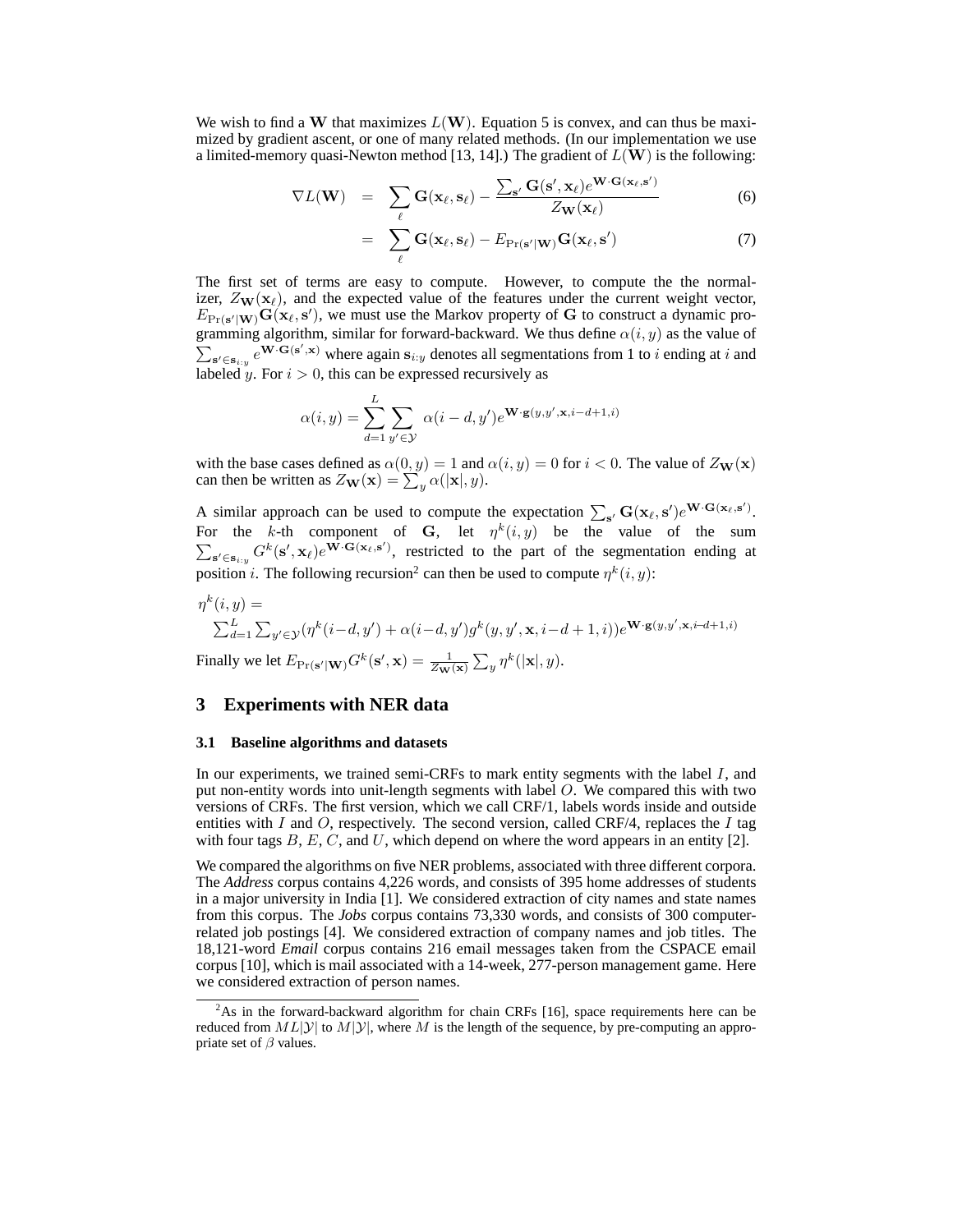We wish to find a $\mathbf{W}$ that maximizes $L(\mathbf{W})$. Equation 5 is convex, and can thus be maximized by gradient ascent, or one of many related methods. (In our implementation we use a limited-memory quasi-Newton method [13, 14].) The gradient of $L(\mathbf{W})$ is the following:

$$
\begin{aligned}
\nabla L(\mathbf{W}) &= \sum_{\ell} \mathbf{G}(\mathbf{x}_\ell, \mathbf{s}_\ell) - \frac{\sum_{\mathbf{s}'} \mathbf{G}(\mathbf{s}', \mathbf{x}_\ell) e^{\mathbf{W}\cdot\mathbf{G}(\mathbf{x}_\ell, \mathbf{s}')}}{Z_{\mathbf{W}}(\mathbf{x}_\ell)} && (6)\\
&= \sum_{\ell} \mathbf{G}(\mathbf{x}_\ell, \mathbf{s}_\ell) - E_{\Pr(\mathbf{s}'|\mathbf{W})} \mathbf{G}(\mathbf{x}_\ell, \mathbf{s}') && (7)
\end{aligned}
$$

The first set of terms are easy to compute. However, to compute the the normalizer, $Z_{\mathbf{W}}(\mathbf{x}_\ell)$, and the expected value of the features under the current weight vector, $E_{\Pr(\mathbf{s}'|\mathbf{W})}\mathbf{G}(\mathbf{x}_\ell, \mathbf{s}')$, we must use the Markov property of $\mathbf{G}$ to construct a dynamic programming algorithm, similar for forward-backward. We thus define $\alpha(i, y)$ as the value of $\sum_{\mathbf{s}' \in \mathbf{s}_{i:y}} e^{\mathbf{W}\cdot\mathbf{G}(\mathbf{s}', \mathbf{x})}$ where again $\mathbf{s}_{i:y}$ denotes all segmentations from 1 to $i$ ending at $i$ and labeled $y$. For $i > 0$, this can be expressed recursively as

$$
\alpha(i, y) = \sum_{d=1}^{L} \sum_{y' \in \mathcal{Y}} \alpha(i-d, y') e^{\mathbf{W}\cdot\mathbf{g}(y, y', \mathbf{x}, i-d+1, i)}
$$

with the base cases defined as $\alpha(0, y) = 1$ and $\alpha(i, y) = 0$ for $i < 0$. The value of $Z_{\mathbf{W}}(\mathbf{x})$ can then be written as $Z_{\mathbf{W}}(\mathbf{x}) = \sum_y \alpha(|\mathbf{x}|, y)$.

A similar approach can be used to compute the expectation $\sum_{\mathbf{s}'} \mathbf{G}(\mathbf{x}_\ell, \mathbf{s}') e^{\mathbf{W}\cdot\mathbf{G}(\mathbf{x}_\ell, \mathbf{s}')}$. For the $k$-th component of $\mathbf{G}$, let $\eta^k(i, y)$ be the value of the sum $\sum_{\mathbf{s}' \in \mathbf{s}_{i:y}} G^k(\mathbf{s}', \mathbf{x}_\ell) e^{\mathbf{W}\cdot\mathbf{G}(\mathbf{x}_\ell, \mathbf{s}')}$, restricted to the part of the segmentation ending at position $i$. The following recursion[2] can then be used to compute $\eta^k(i, y)$:

$$
\eta^k(i, y) = \sum_{d=1}^{L} \sum_{y' \in \mathcal{Y}} (\eta^k(i-d, y') + \alpha(i-d, y') g^k(y, y', \mathbf{x}, i-d+1, i)) e^{\mathbf{W}\cdot\mathbf{g}(y, y', \mathbf{x}, i-d+1, i)}
$$

Finally we let $E_{\Pr(\mathbf{s}'|\mathbf{W})} G^k(\mathbf{s}', \mathbf{x}) = \frac{1}{Z_{\mathbf{W}}(\mathbf{x})} \sum_y \eta^k(|\mathbf{x}|, y)$.

## 3 Experiments with NER data

### 3.1 Baseline algorithms and datasets

In our experiments, we trained semi-CRFs to mark entity segments with the label $I$, and put non-entity words into unit-length segments with label $O$. We compared this with two versions of CRFs. The first version, which we call CRF/1, labels words inside and outside entities with $I$ and $O$, respectively. The second version, called CRF/4, replaces the $I$ tag with four tags $B$, $E$, $C$, and $U$, which depend on where the word appears in an entity [2].

We compared the algorithms on five NER problems, associated with three different corpora. The *Address* corpus contains 4,226 words, and consists of 395 home addresses of students in a major university in India [1]. We considered extraction of city names and state names from this corpus. The *Jobs* corpus contains 73,330 words, and consists of 300 computer-related job postings [4]. We considered extraction of company names and job titles. The 18,121-word *Email* corpus contains 216 email messages taken from the CSPACE email corpus [10], which is mail associated with a 14-week, 277-person management game. Here we considered extraction of person names.

---

[2] As in the forward-backward algorithm for chain CRFs [16], space requirements here can be reduced from $ML|\mathcal{Y}|$ to $M|\mathcal{Y}|$, where $M$ is the length of the sequence, by pre-computing an appropriate set of $\beta$ values.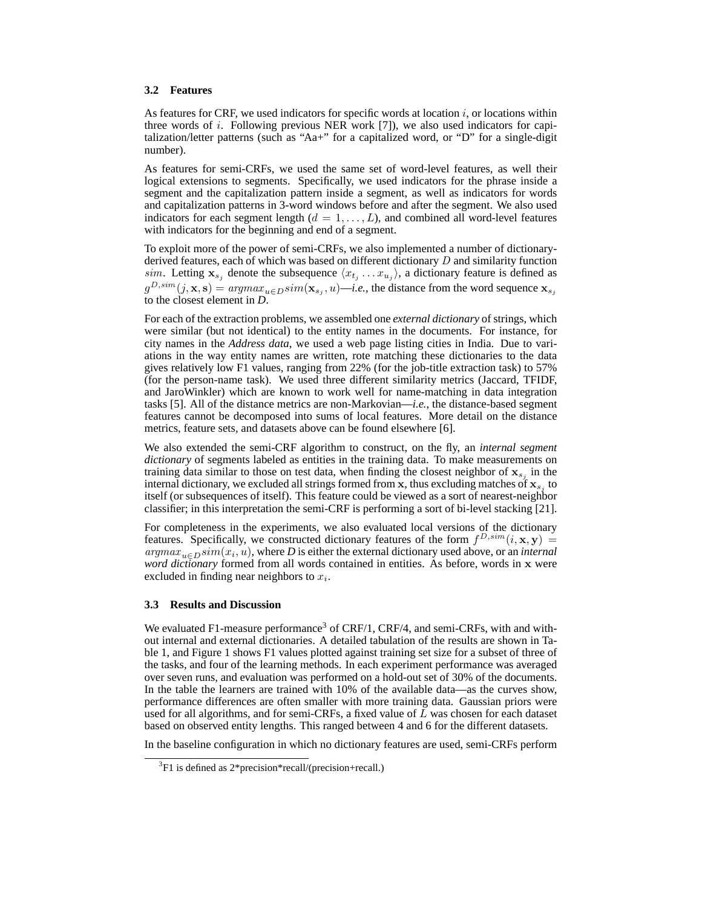### 3.2 Features

As features for CRF, we used indicators for specific words at location $i$, or locations within three words of $i$. Following previous NER work [7]), we also used indicators for capitalization/letter patterns (such as "Aa+" for a capitalized word, or "D" for a single-digit number).

As features for semi-CRFs, we used the same set of word-level features, as well their logical extensions to segments. Specifically, we used indicators for the phrase inside a segment and the capitalization pattern inside a segment, as well as indicators for words and capitalization patterns in 3-word windows before and after the segment. We also used indicators for each segment length ($d = 1, \ldots, L$), and combined all word-level features with indicators for the beginning and end of a segment.

To exploit more of the power of semi-CRFs, we also implemented a number of dictionary-derived features, each of which was based on different dictionary $D$ and similarity function $sim$. Letting $\mathbf{x}_{s_j}$ denote the subsequence $\langle x_{t_j} \ldots x_{u_j} \rangle$, a dictionary feature is defined as $g^{D,sim}(j, \mathbf{x}, \mathbf{s}) = argmax_{u \in D} sim(\mathbf{x}_{s_j}, u)$—*i.e.*, the distance from the word sequence $\mathbf{x}_{s_j}$ to the closest element in *D*.

For each of the extraction problems, we assembled one *external dictionary* of strings, which were similar (but not identical) to the entity names in the documents. For instance, for city names in the *Address data*, we used a web page listing cities in India. Due to variations in the way entity names are written, rote matching these dictionaries to the data gives relatively low F1 values, ranging from 22% (for the job-title extraction task) to 57% (for the person-name task). We used three different similarity metrics (Jaccard, TFIDF, and JaroWinkler) which are known to work well for name-matching in data integration tasks [5]. All of the distance metrics are non-Markovian—*i.e.*, the distance-based segment features cannot be decomposed into sums of local features. More detail on the distance metrics, feature sets, and datasets above can be found elsewhere [6].

We also extended the semi-CRF algorithm to construct, on the fly, an *internal segment dictionary* of segments labeled as entities in the training data. To make measurements on training data similar to those on test data, when finding the closest neighbor of $\mathbf{x}_{s_j}$ in the internal dictionary, we excluded all strings formed from $\mathbf{x}$, thus excluding matches of $\mathbf{x}_{s_j}$ to itself (or subsequences of itself). This feature could be viewed as a sort of nearest-neighbor classifier; in this interpretation the semi-CRF is performing a sort of bi-level stacking [21].

For completeness in the experiments, we also evaluated local versions of the dictionary features. Specifically, we constructed dictionary features of the form $f^{D,sim}(i, \mathbf{x}, \mathbf{y}) = argmax_{u \in D} sim(x_i, u)$, where *D* is either the external dictionary used above, or an *internal word dictionary* formed from all words contained in entities. As before, words in $\mathbf{x}$ were excluded in finding near neighbors to $x_i$.

### 3.3 Results and Discussion

We evaluated F1-measure performance[3] of CRF/1, CRF/4, and semi-CRFs, with and without internal and external dictionaries. A detailed tabulation of the results are shown in Table 1, and Figure 1 shows F1 values plotted against training set size for a subset of three of the tasks, and four of the learning methods. In each experiment performance was averaged over seven runs, and evaluation was performed on a hold-out set of 30% of the documents. In the table the learners are trained with 10% of the available data—as the curves show, performance differences are often smaller with more training data. Gaussian priors were used for all algorithms, and for semi-CRFs, a fixed value of $L$ was chosen for each dataset based on observed entity lengths. This ranged between 4 and 6 for the different datasets.

In the baseline configuration in which no dictionary features are used, semi-CRFs perform

[3] F1 is defined as 2*precision*recall/(precision+recall.)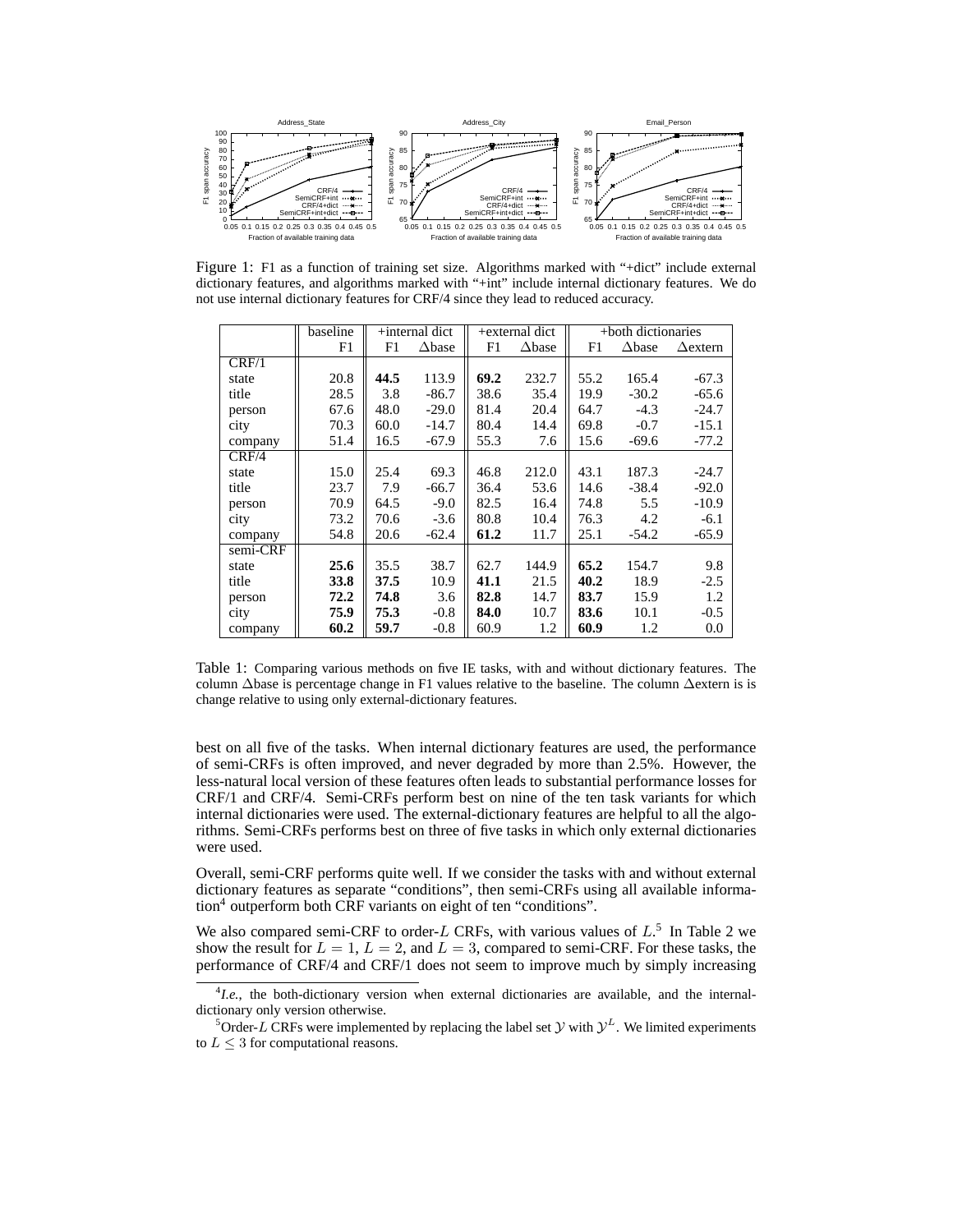Figure 1: F1 as a function of training set size. Algorithms marked with "+dict" include external dictionary features, and algorithms marked with "+int" include internal dictionary features. We do not use internal dictionary features for CRF/4 since they lead to reduced accuracy.

| | baseline | +internal dict | | +external dict | | +both dictionaries | | |
|---|---|---|---|---|---|---|---|---|
| | F1 | F1 | Δbase | F1 | Δbase | F1 | Δbase | Δextern |
| CRF/1 | | | | | | | | |
| state | 20.8 | **44.5** | 113.9 | **69.2** | 232.7 | 55.2 | 165.4 | -67.3 |
| title | 28.5 | 3.8 | -86.7 | 38.6 | 35.4 | 19.9 | -30.2 | -65.6 |
| person | 67.6 | 48.0 | -29.0 | 81.4 | 20.4 | 64.7 | -4.3 | -24.7 |
| city | 70.3 | 60.0 | -14.7 | 80.4 | 14.4 | 69.8 | -0.7 | -15.1 |
| company | 51.4 | 16.5 | -67.9 | 55.3 | 7.6 | 15.6 | -69.6 | -77.2 |
| CRF/4 | | | | | | | | |
| state | 15.0 | 25.4 | 69.3 | 46.8 | 212.0 | 43.1 | 187.3 | -24.7 |
| title | 23.7 | 7.9 | -66.7 | 36.4 | 53.6 | 14.6 | -38.4 | -92.0 |
| person | 70.9 | 64.5 | -9.0 | 82.5 | 16.4 | 74.8 | 5.5 | -10.9 |
| city | 73.2 | 70.6 | -3.6 | 80.8 | 10.4 | 76.3 | 4.2 | -6.1 |
| company | 54.8 | 20.6 | -62.4 | **61.2** | 11.7 | 25.1 | -54.2 | -65.9 |
| semi-CRF | | | | | | | | |
| state | **25.6** | 35.5 | 38.7 | 62.7 | 144.9 | **65.2** | 154.7 | 9.8 |
| title | **33.8** | **37.5** | 10.9 | **41.1** | 21.5 | **40.2** | 18.9 | -2.5 |
| person | **72.2** | **74.8** | 3.6 | **82.8** | 14.7 | **83.7** | 15.9 | 1.2 |
| city | **75.9** | **75.3** | -0.8 | **84.0** | 10.7 | **83.6** | 10.1 | -0.5 |
| company | **60.2** | **59.7** | -0.8 | 60.9 | 1.2 | **60.9** | 1.2 | 0.0 |

Table 1: Comparing various methods on five IE tasks, with and without dictionary features. The column Δbase is percentage change in F1 values relative to the baseline. The column Δextern is is change relative to using only external-dictionary features.

best on all five of the tasks. When internal dictionary features are used, the performance of semi-CRFs is often improved, and never degraded by more than 2.5%. However, the less-natural local version of these features often leads to substantial performance losses for CRF/1 and CRF/4. Semi-CRFs perform best on nine of the ten task variants for which internal dictionaries were used. The external-dictionary features are helpful to all the algorithms. Semi-CRFs performs best on three of five tasks in which only external dictionaries were used.

Overall, semi-CRF performs quite well. If we consider the tasks with and without external dictionary features as separate "conditions", then semi-CRFs using all available information[4] outperform both CRF variants on eight of ten "conditions".

We also compared semi-CRF to order-$L$ CRFs, with various values of $L$.[5] In Table 2 we show the result for $L = 1$, $L = 2$, and $L = 3$, compared to semi-CRF. For these tasks, the performance of CRF/4 and CRF/1 does not seem to improve much by simply increasing

[4] *I.e.*, the both-dictionary version when external dictionaries are available, and the internal-dictionary only version otherwise.

[5] Order-$L$ CRFs were implemented by replacing the label set $\mathcal{Y}$ with $\mathcal{Y}^L$. We limited experiments to $L \leq 3$ for computational reasons.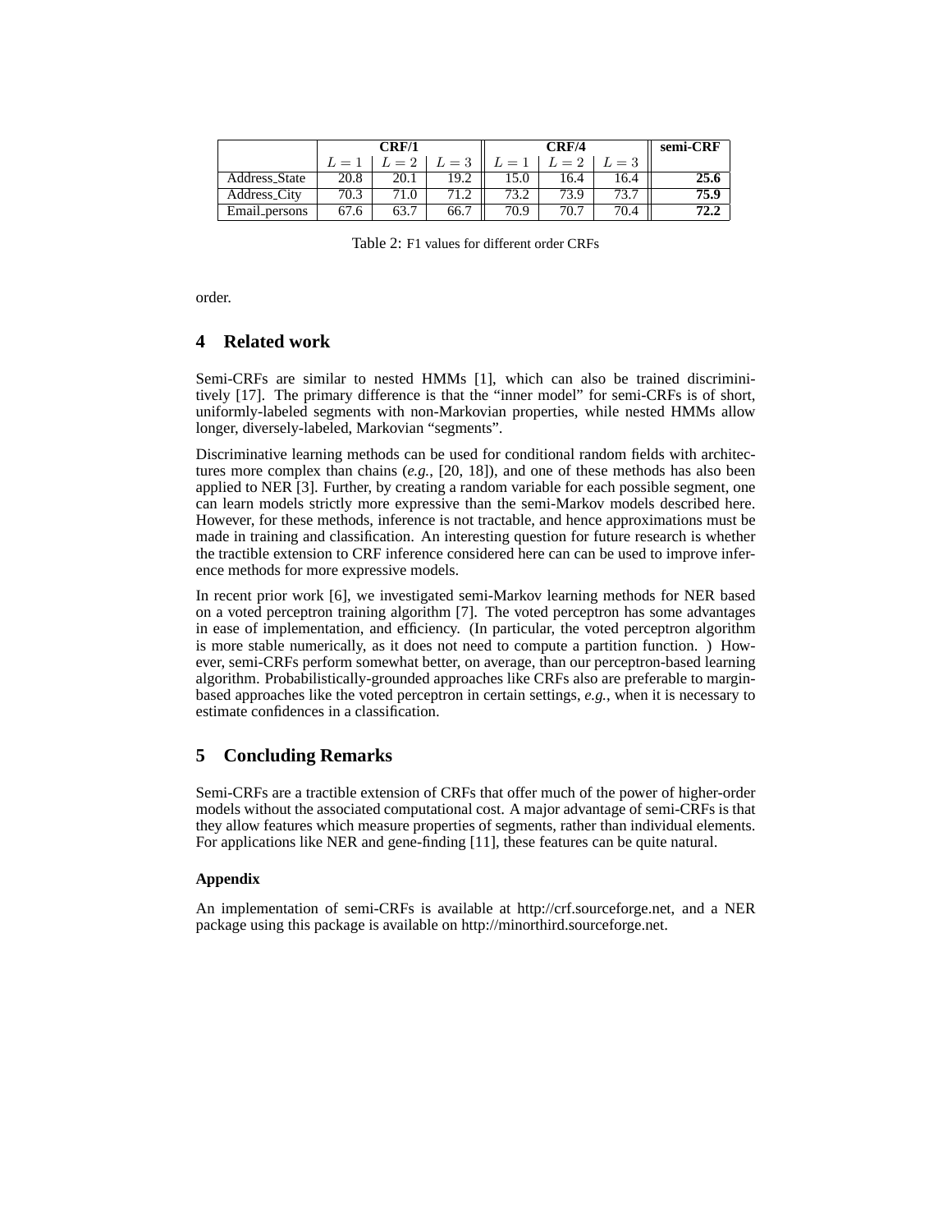| | CRF/1 | | | CRF/4 | | | semi-CRF |
|---|---|---|---|---|---|---|---|
| | $L=1$ | $L=2$ | $L=3$ | $L=1$ | $L=2$ | $L=3$ | |
| Address_State | 20.8 | 20.1 | 19.2 | 15.0 | 16.4 | 16.4 | **25.6** |
| Address_City | 70.3 | 71.0 | 71.2 | 73.2 | 73.9 | 73.7 | **75.9** |
| Email_persons | 67.6 | 63.7 | 66.7 | 70.9 | 70.7 | 70.4 | **72.2** |

Table 2: F1 values for different order CRFs

order.

## 4 Related work

Semi-CRFs are similar to nested HMMs [1], which can also be trained discriminitively [17]. The primary difference is that the "inner model" for semi-CRFs is of short, uniformly-labeled segments with non-Markovian properties, while nested HMMs allow longer, diversely-labeled, Markovian "segments".

Discriminative learning methods can be used for conditional random fields with architectures more complex than chains (*e.g.*, [20, 18]), and one of these methods has also been applied to NER [3]. Further, by creating a random variable for each possible segment, one can learn models strictly more expressive than the semi-Markov models described here. However, for these methods, inference is not tractable, and hence approximations must be made in training and classification. An interesting question for future research is whether the tractible extension to CRF inference considered here can can be used to improve inference methods for more expressive models.

In recent prior work [6], we investigated semi-Markov learning methods for NER based on a voted perceptron training algorithm [7]. The voted perceptron has some advantages in ease of implementation, and efficiency. (In particular, the voted perceptron algorithm is more stable numerically, as it does not need to compute a partition function. ) However, semi-CRFs perform somewhat better, on average, than our perceptron-based learning algorithm. Probabilistically-grounded approaches like CRFs also are preferable to margin-based approaches like the voted perceptron in certain settings, *e.g.*, when it is necessary to estimate confidences in a classification.

## 5 Concluding Remarks

Semi-CRFs are a tractible extension of CRFs that offer much of the power of higher-order models without the associated computational cost. A major advantage of semi-CRFs is that they allow features which measure properties of segments, rather than individual elements. For applications like NER and gene-finding [11], these features can be quite natural.

### Appendix

An implementation of semi-CRFs is available at http://crf.sourceforge.net, and a NER package using this package is available on http://minorthird.sourceforge.net.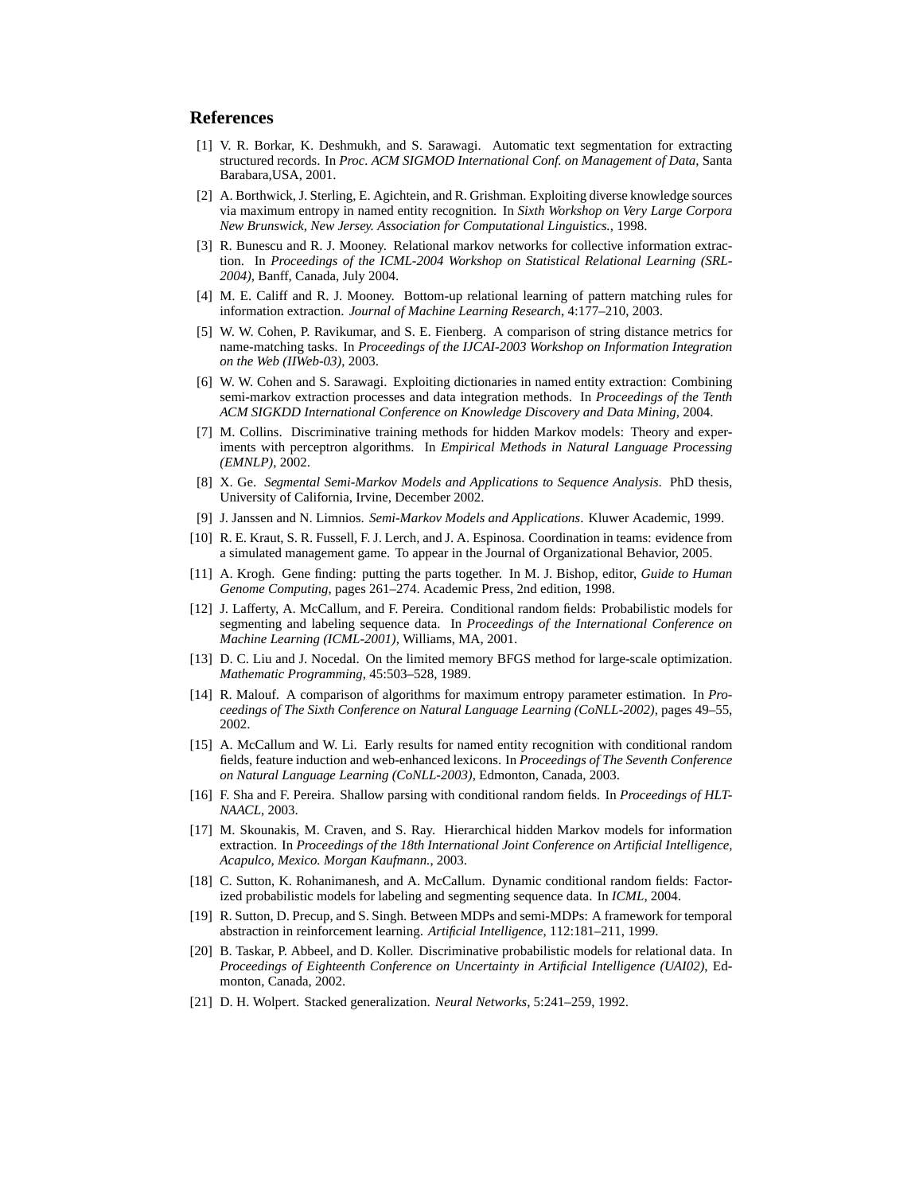## References

[1] V. R. Borkar, K. Deshmukh, and S. Sarawagi. Automatic text segmentation for extracting structured records. In *Proc. ACM SIGMOD International Conf. on Management of Data*, Santa Barabara,USA, 2001.

[2] A. Borthwick, J. Sterling, E. Agichtein, and R. Grishman. Exploiting diverse knowledge sources via maximum entropy in named entity recognition. In *Sixth Workshop on Very Large Corpora New Brunswick, New Jersey. Association for Computational Linguistics.*, 1998.

[3] R. Bunescu and R. J. Mooney. Relational markov networks for collective information extraction. In *Proceedings of the ICML-2004 Workshop on Statistical Relational Learning (SRL-2004)*, Banff, Canada, July 2004.

[4] M. E. Califf and R. J. Mooney. Bottom-up relational learning of pattern matching rules for information extraction. *Journal of Machine Learning Research*, 4:177–210, 2003.

[5] W. W. Cohen, P. Ravikumar, and S. E. Fienberg. A comparison of string distance metrics for name-matching tasks. In *Proceedings of the IJCAI-2003 Workshop on Information Integration on the Web (IIWeb-03)*, 2003.

[6] W. W. Cohen and S. Sarawagi. Exploiting dictionaries in named entity extraction: Combining semi-markov extraction processes and data integration methods. In *Proceedings of the Tenth ACM SIGKDD International Conference on Knowledge Discovery and Data Mining*, 2004.

[7] M. Collins. Discriminative training methods for hidden Markov models: Theory and experiments with perceptron algorithms. In *Empirical Methods in Natural Language Processing (EMNLP)*, 2002.

[8] X. Ge. *Segmental Semi-Markov Models and Applications to Sequence Analysis*. PhD thesis, University of California, Irvine, December 2002.

[9] J. Janssen and N. Limnios. *Semi-Markov Models and Applications*. Kluwer Academic, 1999.

[10] R. E. Kraut, S. R. Fussell, F. J. Lerch, and J. A. Espinosa. Coordination in teams: evidence from a simulated management game. To appear in the Journal of Organizational Behavior, 2005.

[11] A. Krogh. Gene finding: putting the parts together. In M. J. Bishop, editor, *Guide to Human Genome Computing*, pages 261–274. Academic Press, 2nd edition, 1998.

[12] J. Lafferty, A. McCallum, and F. Pereira. Conditional random fields: Probabilistic models for segmenting and labeling sequence data. In *Proceedings of the International Conference on Machine Learning (ICML-2001)*, Williams, MA, 2001.

[13] D. C. Liu and J. Nocedal. On the limited memory BFGS method for large-scale optimization. *Mathematic Programming*, 45:503–528, 1989.

[14] R. Malouf. A comparison of algorithms for maximum entropy parameter estimation. In *Proceedings of The Sixth Conference on Natural Language Learning (CoNLL-2002)*, pages 49–55, 2002.

[15] A. McCallum and W. Li. Early results for named entity recognition with conditional random fields, feature induction and web-enhanced lexicons. In *Proceedings of The Seventh Conference on Natural Language Learning (CoNLL-2003)*, Edmonton, Canada, 2003.

[16] F. Sha and F. Pereira. Shallow parsing with conditional random fields. In *Proceedings of HLT-NAACL*, 2003.

[17] M. Skounakis, M. Craven, and S. Ray. Hierarchical hidden Markov models for information extraction. In *Proceedings of the 18th International Joint Conference on Artificial Intelligence, Acapulco, Mexico. Morgan Kaufmann.*, 2003.

[18] C. Sutton, K. Rohanimanesh, and A. McCallum. Dynamic conditional random fields: Factorized probabilistic models for labeling and segmenting sequence data. In *ICML*, 2004.

[19] R. Sutton, D. Precup, and S. Singh. Between MDPs and semi-MDPs: A framework for temporal abstraction in reinforcement learning. *Artificial Intelligence*, 112:181–211, 1999.

[20] B. Taskar, P. Abbeel, and D. Koller. Discriminative probabilistic models for relational data. In *Proceedings of Eighteenth Conference on Uncertainty in Artificial Intelligence (UAI02)*, Edmonton, Canada, 2002.

[21] D. H. Wolpert. Stacked generalization. *Neural Networks*, 5:241–259, 1992.